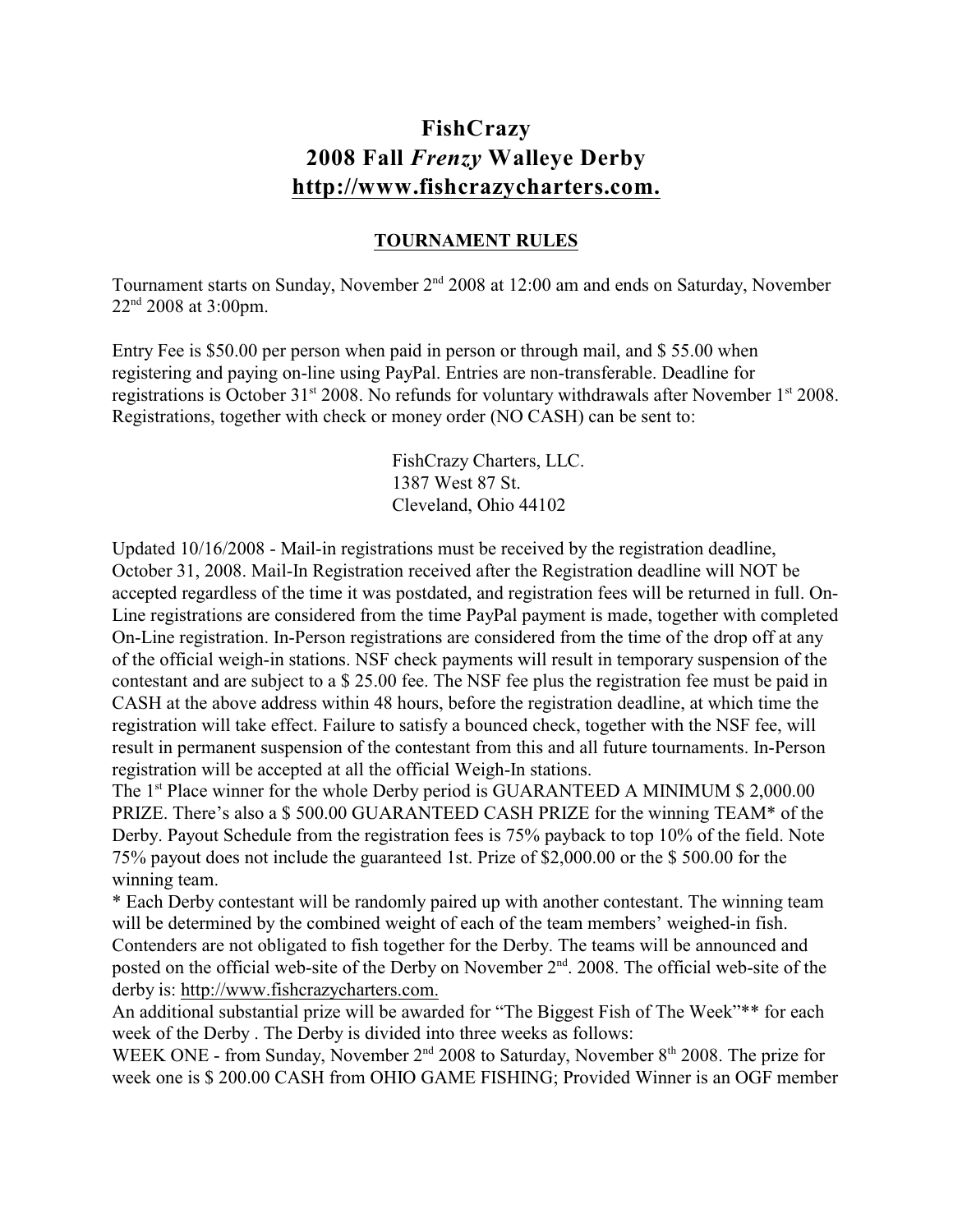# FishCrazy
# 2008 Fall *Frenzy* Walleye Derby
# http://www.fishcrazycharters.com.

## TOURNAMENT RULES

Tournament starts on Sunday, November 2nd 2008 at 12:00 am and ends on Saturday, November 22nd 2008 at 3:00pm.

Entry Fee is $50.00 per person when paid in person or through mail, and $ 55.00 when registering and paying on-line using PayPal. Entries are non-transferable. Deadline for registrations is October 31st 2008. No refunds for voluntary withdrawals after November 1st 2008. Registrations, together with check or money order (NO CASH) can be sent to:

> FishCrazy Charters, LLC.
> 1387 West 87 St.
> Cleveland, Ohio 44102

Updated 10/16/2008 - Mail-in registrations must be received by the registration deadline, October 31, 2008. Mail-In Registration received after the Registration deadline will NOT be accepted regardless of the time it was postdated, and registration fees will be returned in full. On-Line registrations are considered from the time PayPal payment is made, together with completed On-Line registration. In-Person registrations are considered from the time of the drop off at any of the official weigh-in stations. NSF check payments will result in temporary suspension of the contestant and are subject to a $ 25.00 fee. The NSF fee plus the registration fee must be paid in CASH at the above address within 48 hours, before the registration deadline, at which time the registration will take effect. Failure to satisfy a bounced check, together with the NSF fee, will result in permanent suspension of the contestant from this and all future tournaments. In-Person registration will be accepted at all the official Weigh-In stations.

The 1st Place winner for the whole Derby period is GUARANTEED A MINIMUM $ 2,000.00 PRIZE. There's also a $ 500.00 GUARANTEED CASH PRIZE for the winning TEAM* of the Derby. Payout Schedule from the registration fees is 75% payback to top 10% of the field. Note 75% payout does not include the guaranteed 1st. Prize of $2,000.00 or the $ 500.00 for the winning team.

* Each Derby contestant will be randomly paired up with another contestant. The winning team will be determined by the combined weight of each of the team members' weighed-in fish. Contenders are not obligated to fish together for the Derby. The teams will be announced and posted on the official web-site of the Derby on November 2nd. 2008. The official web-site of the derby is: http://www.fishcrazycharters.com.

An additional substantial prize will be awarded for "The Biggest Fish of The Week"** for each week of the Derby . The Derby is divided into three weeks as follows:

WEEK ONE - from Sunday, November 2nd 2008 to Saturday, November 8th 2008. The prize for week one is $ 200.00 CASH from OHIO GAME FISHING; Provided Winner is an OGF member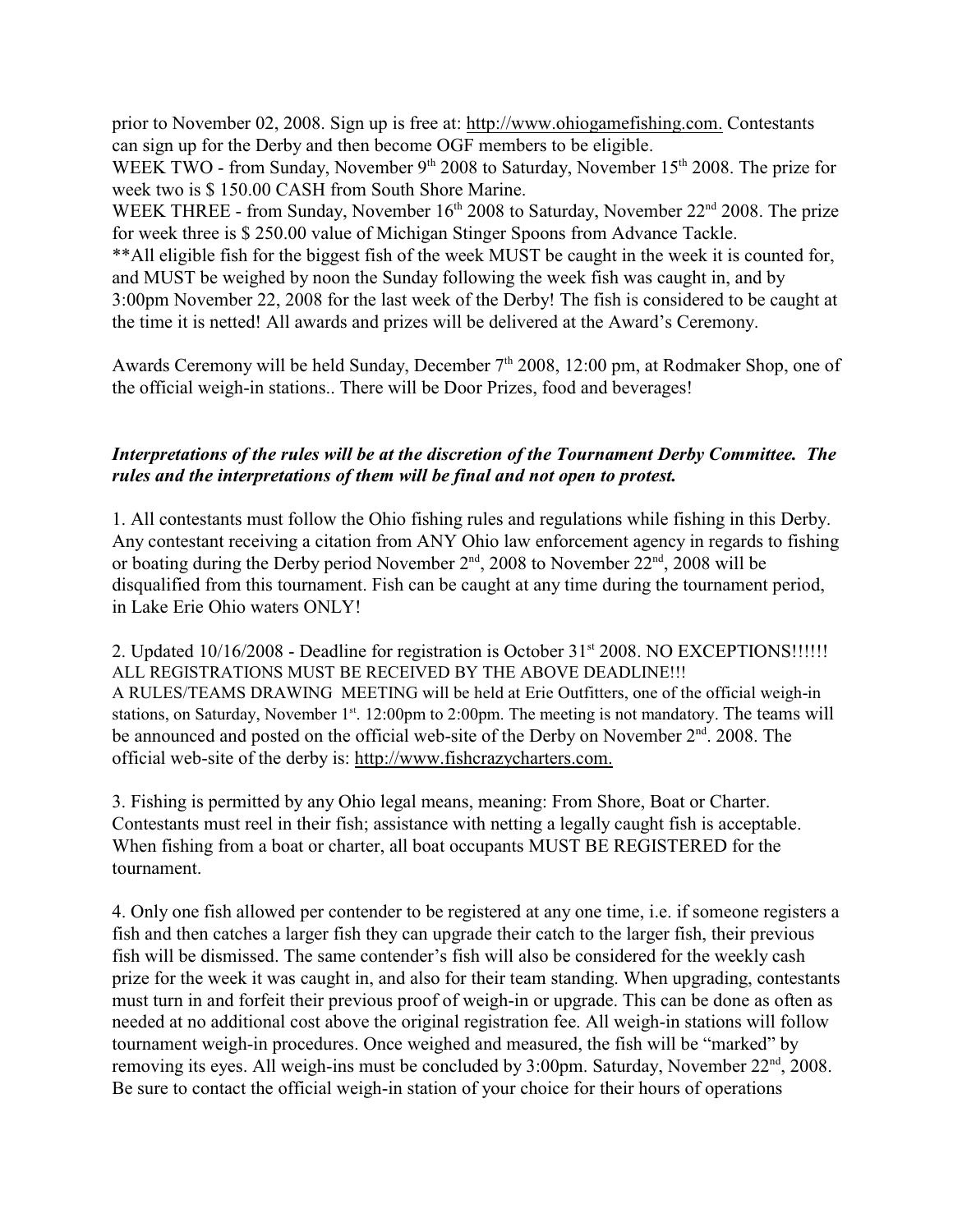prior to November 02, 2008. Sign up is free at: http://www.ohiogamefishing.com. Contestants can sign up for the Derby and then become OGF members to be eligible.

WEEK TWO - from Sunday, November 9th 2008 to Saturday, November 15th 2008. The prize for week two is $ 150.00 CASH from South Shore Marine.

WEEK THREE - from Sunday, November 16th 2008 to Saturday, November 22nd 2008. The prize for week three is $ 250.00 value of Michigan Stinger Spoons from Advance Tackle.

**All eligible fish for the biggest fish of the week MUST be caught in the week it is counted for, and MUST be weighed by noon the Sunday following the week fish was caught in, and by 3:00pm November 22, 2008 for the last week of the Derby! The fish is considered to be caught at the time it is netted! All awards and prizes will be delivered at the Award's Ceremony.

Awards Ceremony will be held Sunday, December 7th 2008, 12:00 pm, at Rodmaker Shop, one of the official weigh-in stations.. There will be Door Prizes, food and beverages!

***Interpretations of the rules will be at the discretion of the Tournament Derby Committee. The rules and the interpretations of them will be final and not open to protest.***

1. All contestants must follow the Ohio fishing rules and regulations while fishing in this Derby. Any contestant receiving a citation from ANY Ohio law enforcement agency in regards to fishing or boating during the Derby period November 2nd, 2008 to November 22nd, 2008 will be disqualified from this tournament. Fish can be caught at any time during the tournament period, in Lake Erie Ohio waters ONLY!

2. Updated 10/16/2008 - Deadline for registration is October 31st 2008. NO EXCEPTIONS!!!!!! ALL REGISTRATIONS MUST BE RECEIVED BY THE ABOVE DEADLINE!!!
A RULES/TEAMS DRAWING MEETING will be held at Erie Outfitters, one of the official weigh-in stations, on Saturday, November 1st. 12:00pm to 2:00pm. The meeting is not mandatory. The teams will be announced and posted on the official web-site of the Derby on November 2nd. 2008. The official web-site of the derby is: http://www.fishcrazycharters.com.

3. Fishing is permitted by any Ohio legal means, meaning: From Shore, Boat or Charter. Contestants must reel in their fish; assistance with netting a legally caught fish is acceptable. When fishing from a boat or charter, all boat occupants MUST BE REGISTERED for the tournament.

4. Only one fish allowed per contender to be registered at any one time, i.e. if someone registers a fish and then catches a larger fish they can upgrade their catch to the larger fish, their previous fish will be dismissed. The same contender's fish will also be considered for the weekly cash prize for the week it was caught in, and also for their team standing. When upgrading, contestants must turn in and forfeit their previous proof of weigh-in or upgrade. This can be done as often as needed at no additional cost above the original registration fee. All weigh-in stations will follow tournament weigh-in procedures. Once weighed and measured, the fish will be "marked" by removing its eyes. All weigh-ins must be concluded by 3:00pm. Saturday, November 22nd, 2008. Be sure to contact the official weigh-in station of your choice for their hours of operations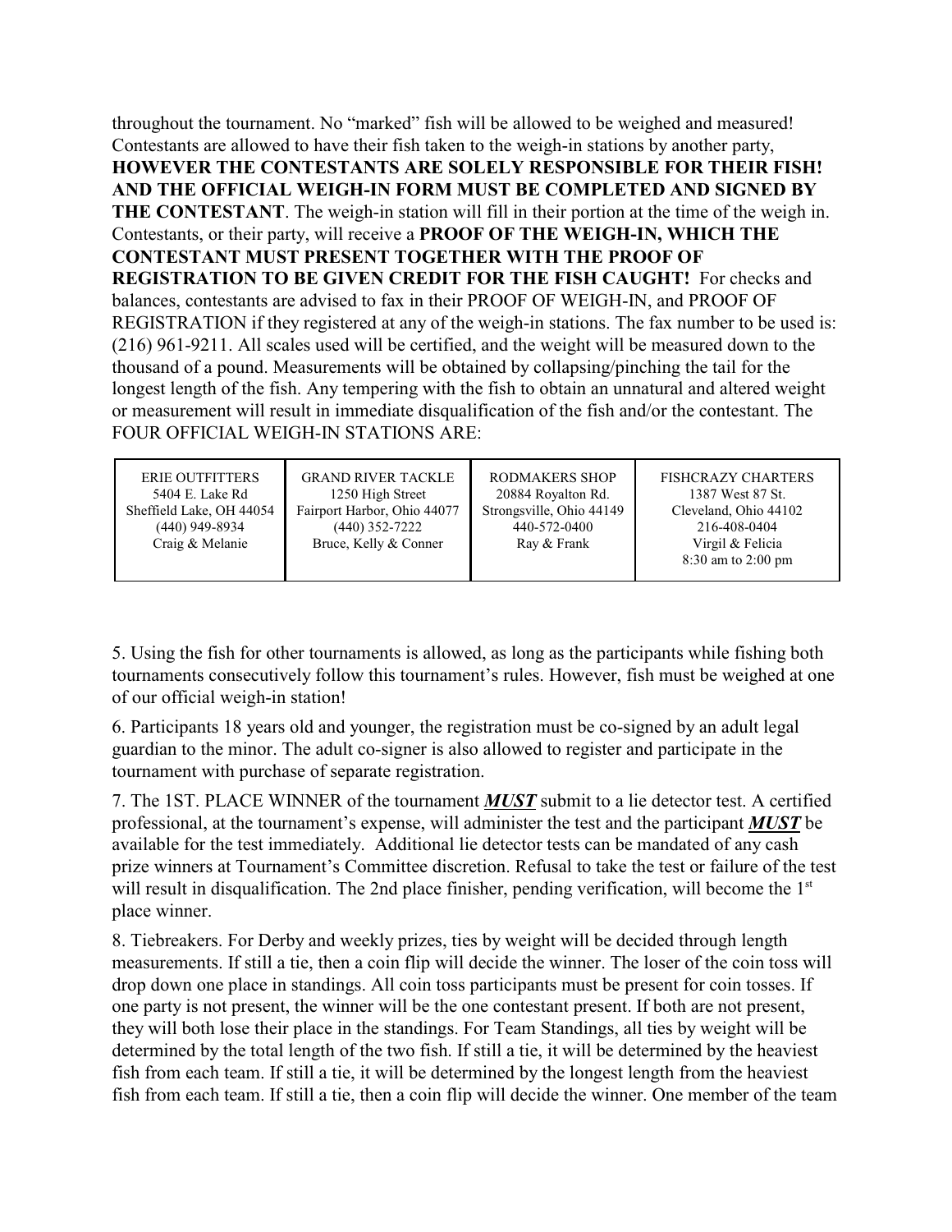throughout the tournament. No "marked" fish will be allowed to be weighed and measured! Contestants are allowed to have their fish taken to the weigh-in stations by another party, **HOWEVER THE CONTESTANTS ARE SOLELY RESPONSIBLE FOR THEIR FISH! AND THE OFFICIAL WEIGH-IN FORM MUST BE COMPLETED AND SIGNED BY THE CONTESTANT**. The weigh-in station will fill in their portion at the time of the weigh in. Contestants, or their party, will receive a **PROOF OF THE WEIGH-IN, WHICH THE CONTESTANT MUST PRESENT TOGETHER WITH THE PROOF OF REGISTRATION TO BE GIVEN CREDIT FOR THE FISH CAUGHT!** For checks and balances, contestants are advised to fax in their PROOF OF WEIGH-IN, and PROOF OF REGISTRATION if they registered at any of the weigh-in stations. The fax number to be used is: (216) 961-9211. All scales used will be certified, and the weight will be measured down to the thousand of a pound. Measurements will be obtained by collapsing/pinching the tail for the longest length of the fish. Any tempering with the fish to obtain an unnatural and altered weight or measurement will result in immediate disqualification of the fish and/or the contestant. The FOUR OFFICIAL WEIGH-IN STATIONS ARE:

| ERIE OUTFITTERS | GRAND RIVER TACKLE | RODMAKERS SHOP | FISHCRAZY CHARTERS |
|---|---|---|---|
| 5404 E. Lake Rd | 1250 High Street | 20884 Royalton Rd. | 1387 West 87 St. |
| Sheffield Lake, OH 44054 | Fairport Harbor, Ohio 44077 | Strongsville, Ohio 44149 | Cleveland, Ohio 44102 |
| (440) 949-8934 | (440) 352-7222 | 440-572-0400 | 216-408-0404 |
| Craig & Melanie | Bruce, Kelly & Conner | Ray & Frank | Virgil & Felicia |
| | | | 8:30 am to 2:00 pm |

5. Using the fish for other tournaments is allowed, as long as the participants while fishing both tournaments consecutively follow this tournament's rules. However, fish must be weighed at one of our official weigh-in station!

6. Participants 18 years old and younger, the registration must be co-signed by an adult legal guardian to the minor. The adult co-signer is also allowed to register and participate in the tournament with purchase of separate registration.

7. The 1ST. PLACE WINNER of the tournament ***MUST*** submit to a lie detector test. A certified professional, at the tournament's expense, will administer the test and the participant ***MUST*** be available for the test immediately. Additional lie detector tests can be mandated of any cash prize winners at Tournament's Committee discretion. Refusal to take the test or failure of the test will result in disqualification. The 2nd place finisher, pending verification, will become the 1st place winner.

8. Tiebreakers. For Derby and weekly prizes, ties by weight will be decided through length measurements. If still a tie, then a coin flip will decide the winner. The loser of the coin toss will drop down one place in standings. All coin toss participants must be present for coin tosses. If one party is not present, the winner will be the one contestant present. If both are not present, they will both lose their place in the standings. For Team Standings, all ties by weight will be determined by the total length of the two fish. If still a tie, it will be determined by the heaviest fish from each team. If still a tie, it will be determined by the longest length from the heaviest fish from each team. If still a tie, then a coin flip will decide the winner. One member of the team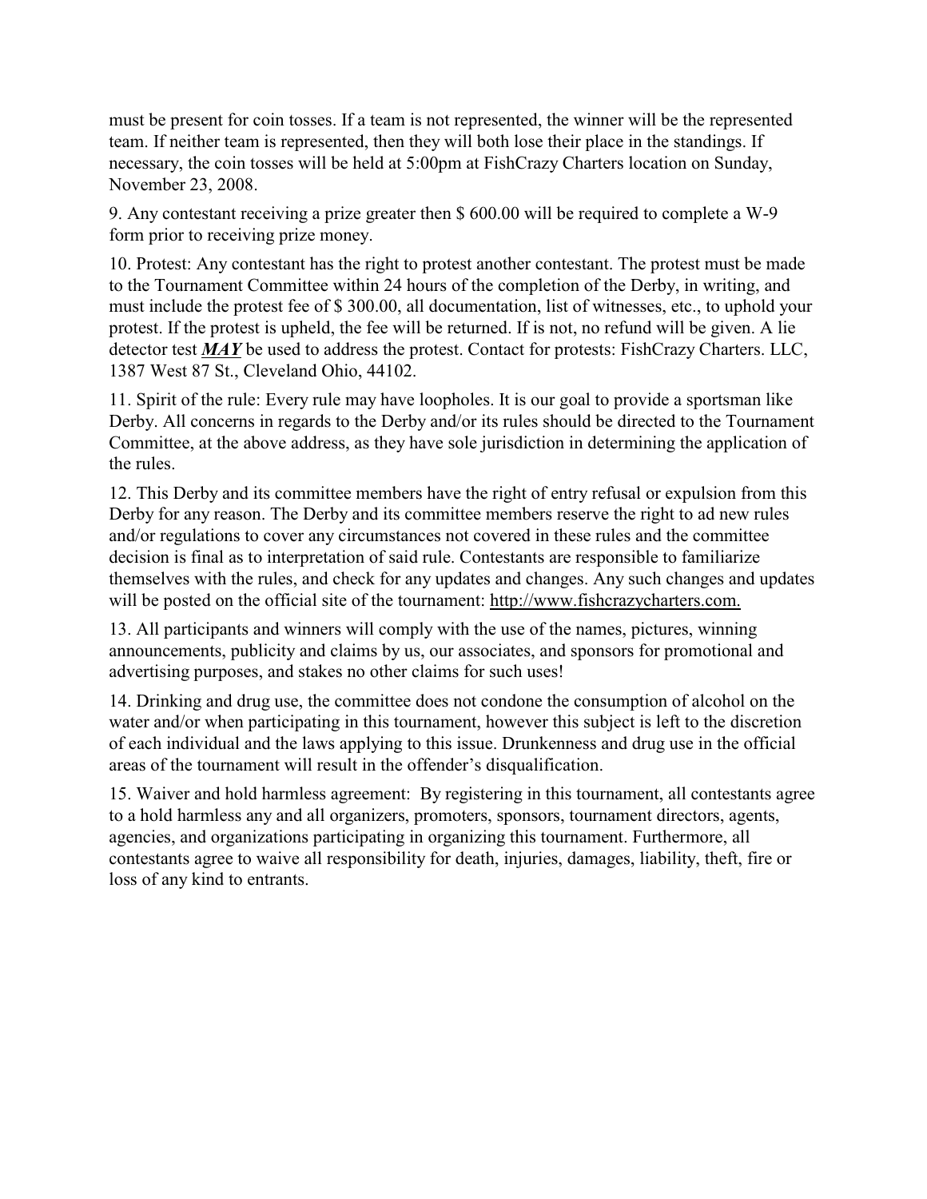must be present for coin tosses. If a team is not represented, the winner will be the represented team. If neither team is represented, then they will both lose their place in the standings. If necessary, the coin tosses will be held at 5:00pm at FishCrazy Charters location on Sunday, November 23, 2008.

9. Any contestant receiving a prize greater then $ 600.00 will be required to complete a W-9 form prior to receiving prize money.

10. Protest: Any contestant has the right to protest another contestant. The protest must be made to the Tournament Committee within 24 hours of the completion of the Derby, in writing, and must include the protest fee of $ 300.00, all documentation, list of witnesses, etc., to uphold your protest. If the protest is upheld, the fee will be returned. If is not, no refund will be given. A lie detector test ***MAY*** be used to address the protest. Contact for protests: FishCrazy Charters. LLC, 1387 West 87 St., Cleveland Ohio, 44102.

11. Spirit of the rule: Every rule may have loopholes. It is our goal to provide a sportsman like Derby. All concerns in regards to the Derby and/or its rules should be directed to the Tournament Committee, at the above address, as they have sole jurisdiction in determining the application of the rules.

12. This Derby and its committee members have the right of entry refusal or expulsion from this Derby for any reason. The Derby and its committee members reserve the right to ad new rules and/or regulations to cover any circumstances not covered in these rules and the committee decision is final as to interpretation of said rule. Contestants are responsible to familiarize themselves with the rules, and check for any updates and changes. Any such changes and updates will be posted on the official site of the tournament: http://www.fishcrazycharters.com.

13. All participants and winners will comply with the use of the names, pictures, winning announcements, publicity and claims by us, our associates, and sponsors for promotional and advertising purposes, and stakes no other claims for such uses!

14. Drinking and drug use, the committee does not condone the consumption of alcohol on the water and/or when participating in this tournament, however this subject is left to the discretion of each individual and the laws applying to this issue. Drunkenness and drug use in the official areas of the tournament will result in the offender's disqualification.

15. Waiver and hold harmless agreement: By registering in this tournament, all contestants agree to a hold harmless any and all organizers, promoters, sponsors, tournament directors, agents, agencies, and organizations participating in organizing this tournament. Furthermore, all contestants agree to waive all responsibility for death, injuries, damages, liability, theft, fire or loss of any kind to entrants.